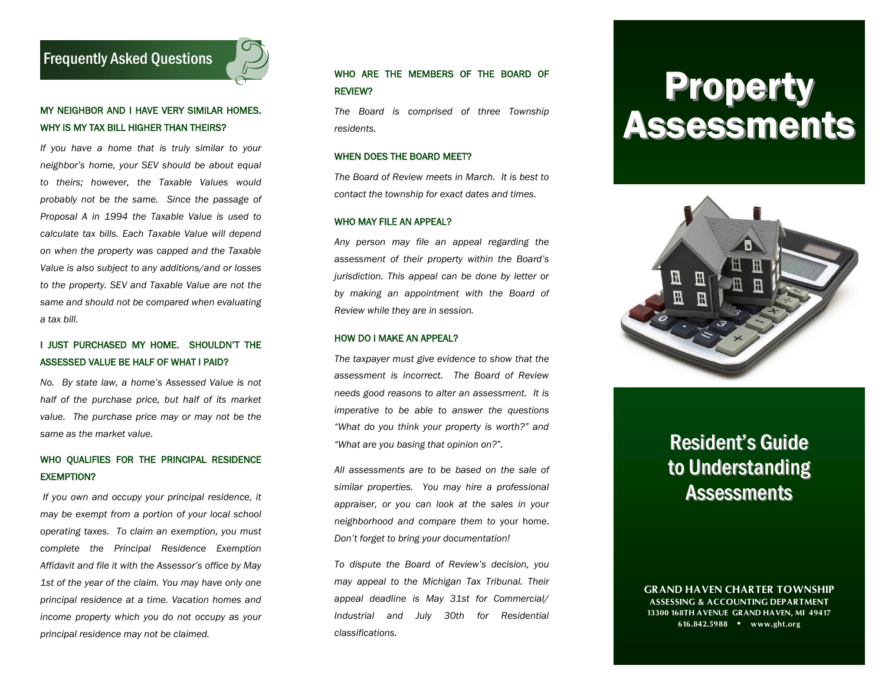## Frequently Asked Questions

### MY NEIGHBOR AND I HAVE VERY SIMILAR HOMES. WHY IS MY TAX BILL HIGHER THAN THEIRS?

*If you have a home that is truly similar to your neighbor's home, your SEV should be about equal to theirs; however, the Taxable Values would probably not be the same. Since the passage of Proposal A in 1994 the Taxable Value is used to calculate tax bills. Each Taxable Value will depend on when the property was capped and the Taxable Value is also subject to any additions/and or losses to the property. SEV and Taxable Value are not the same and should not be compared when evaluating a tax bill.*

### I JUST PURCHASED MY HOME. SHOULDN'T THE ASSESSED VALUE BE HALF OF WHAT I PAID?

*No. By state law, a home's Assessed Value is not half of the purchase price, but half of its market value. The purchase price may or may not be the same as the market value.*

### WHO QUALIFIES FOR THE PRINCIPAL RESIDENCE EXEMPTION?

*If you own and occupy your principal residence, it may be exempt from a portion of your local school operating taxes. To claim an exemption, you must complete the Principal Residence Exemption Affidavit and file it with the Assessor's office by May 1st of the year of the claim. You may have only one principal residence at a time. Vacation homes and income property which you do not occupy as your principal residence may not be claimed.*

### WHO ARE THE MEMBERS OF THE BOARD OF REVIEW?

*The Board is comprised of three Township residents.*

### WHEN DOES THE BOARD MEET?

*The Board of Review meets in March. It is best to contact the township for exact dates and times.*

### WHO MAY FILE AN APPEAL?

*Any person may file an appeal regarding the assessment of their property within the Board's jurisdiction. This appeal can be done by letter or by making an appointment with the Board of Review while they are in session.*

### HOW DO I MAKE AN APPEAL?

*The taxpayer must give evidence to show that the assessment is incorrect. The Board of Review needs good reasons to alter an assessment. It is imperative to be able to answer the questions "What do you think your property is worth?" and "What are you basing that opinion on?".*

*All assessments are to be based on the sale of similar properties. You may hire a professional appraiser, or you can look at the sales in your neighborhood and compare them to* your home. *Don't forget to bring your documentation!*

*To dispute the Board of Review's decision, you may appeal to the Michigan Tax Tribunal. Their appeal deadline is May 31st for Commercial/ Industrial and July 30th for Residential classifications.*

# Property Assessments

## Resident's Guide to Understanding Assessments

**GRAND HAVEN CHARTER TOWNSHIP**
**ASSESSING & ACCOUNTING DEPARTMENT**
13300 168TH AVENUE GRAND HAVEN, MI 49417
616.842.5988 • www.ght.org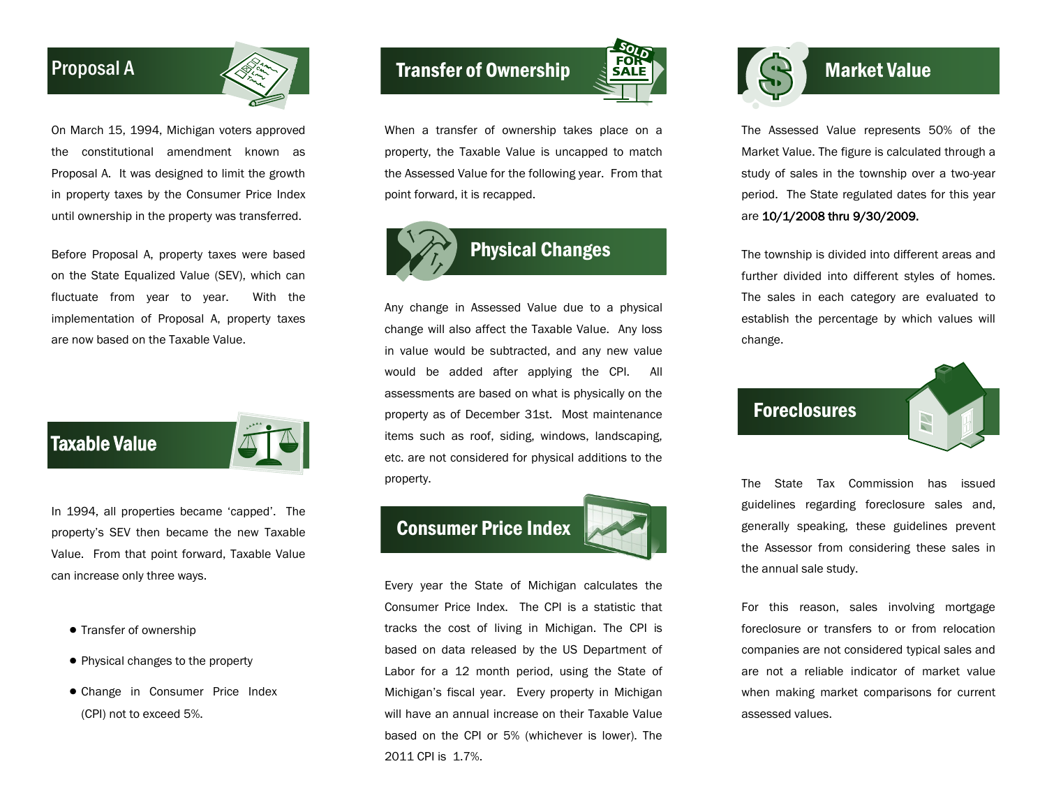## Proposal A

On March 15, 1994, Michigan voters approved the constitutional amendment known as Proposal A. It was designed to limit the growth in property taxes by the Consumer Price Index until ownership in the property was transferred.

Before Proposal A, property taxes were based on the State Equalized Value (SEV), which can fluctuate from year to year. With the implementation of Proposal A, property taxes are now based on the Taxable Value.

## Taxable Value

In 1994, all properties became 'capped'. The property's SEV then became the new Taxable Value. From that point forward, Taxable Value can increase only three ways.

- Transfer of ownership
- Physical changes to the property
- Change in Consumer Price Index (CPI) not to exceed 5%.

## Transfer of Ownership

When a transfer of ownership takes place on a property, the Taxable Value is uncapped to match the Assessed Value for the following year. From that point forward, it is recapped.

## Physical Changes

Any change in Assessed Value due to a physical change will also affect the Taxable Value. Any loss in value would be subtracted, and any new value would be added after applying the CPI. All assessments are based on what is physically on the property as of December 31st. Most maintenance items such as roof, siding, windows, landscaping, etc. are not considered for physical additions to the property.

## Consumer Price Index

Every year the State of Michigan calculates the Consumer Price Index. The CPI is a statistic that tracks the cost of living in Michigan. The CPI is based on data released by the US Department of Labor for a 12 month period, using the State of Michigan's fiscal year. Every property in Michigan will have an annual increase on their Taxable Value based on the CPI or 5% (whichever is lower). The 2011 CPI is 1.7%.

## Market Value

The Assessed Value represents 50% of the Market Value. The figure is calculated through a study of sales in the township over a two-year period. The State regulated dates for this year are 10/1/2008 thru 9/30/2009.

The township is divided into different areas and further divided into different styles of homes. The sales in each category are evaluated to establish the percentage by which values will change.

## Foreclosures

The State Tax Commission has issued guidelines regarding foreclosure sales and, generally speaking, these guidelines prevent the Assessor from considering these sales in the annual sale study.

For this reason, sales involving mortgage foreclosure or transfers to or from relocation companies are not considered typical sales and are not a reliable indicator of market value when making market comparisons for current assessed values.